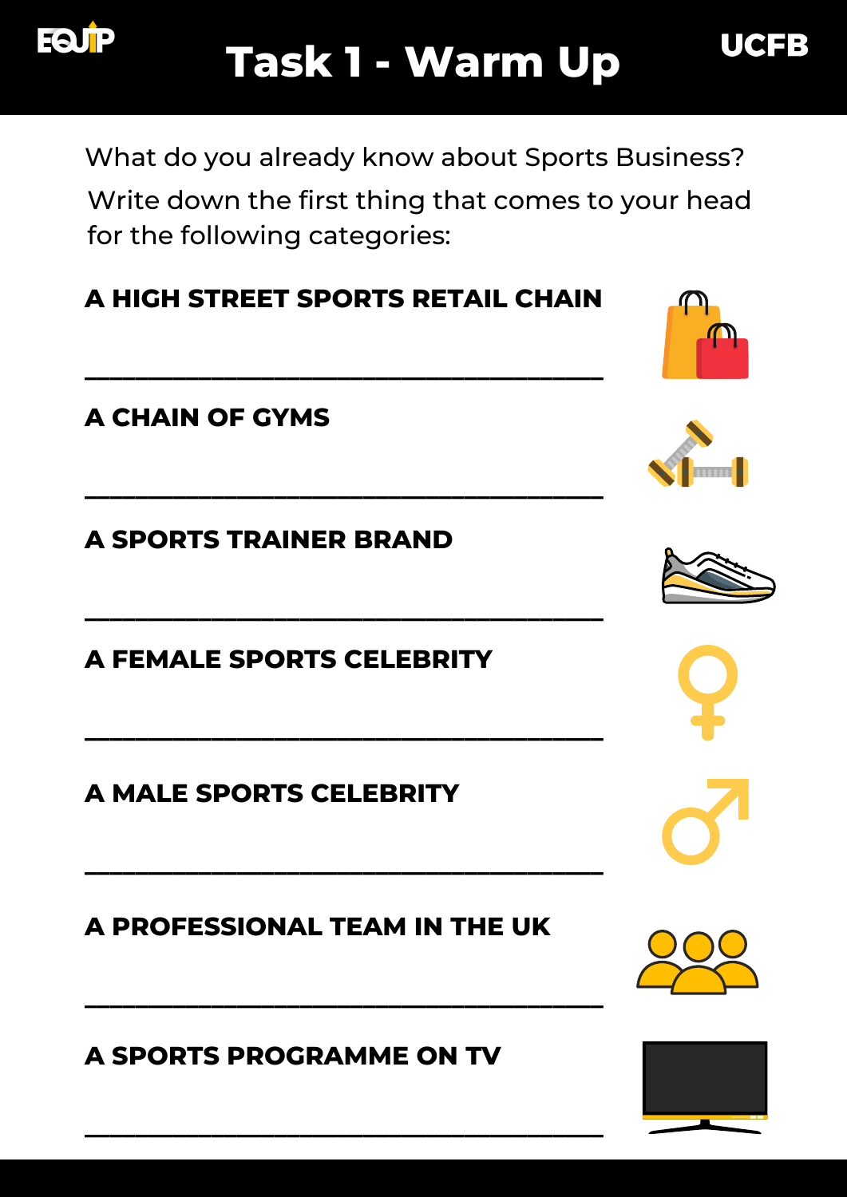# Task 1 - Warm Up

What do you already know about Sports Business?

Write down the first thing that comes to your head for the following categories:

**A HIGH STREET SPORTS RETAIL CHAIN**

\_\_\_\_\_\_\_\_\_\_\_\_\_\_\_\_\_\_\_\_\_\_\_\_\_\_\_\_\_\_\_\_\_\_\_\_\_\_\_\_

**A CHAIN OF GYMS**

\_\_\_\_\_\_\_\_\_\_\_\_\_\_\_\_\_\_\_\_\_\_\_\_\_\_\_\_\_\_\_\_\_\_\_\_\_\_\_\_

**A SPORTS TRAINER BRAND**

\_\_\_\_\_\_\_\_\_\_\_\_\_\_\_\_\_\_\_\_\_\_\_\_\_\_\_\_\_\_\_\_\_\_\_\_\_\_\_\_

**A FEMALE SPORTS CELEBRITY**

\_\_\_\_\_\_\_\_\_\_\_\_\_\_\_\_\_\_\_\_\_\_\_\_\_\_\_\_\_\_\_\_\_\_\_\_\_\_\_\_

**A MALE SPORTS CELEBRITY**

\_\_\_\_\_\_\_\_\_\_\_\_\_\_\_\_\_\_\_\_\_\_\_\_\_\_\_\_\_\_\_\_\_\_\_\_\_\_\_\_

**A PROFESSIONAL TEAM IN THE UK**

\_\_\_\_\_\_\_\_\_\_\_\_\_\_\_\_\_\_\_\_\_\_\_\_\_\_\_\_\_\_\_\_\_\_\_\_\_\_\_\_

**A SPORTS PROGRAMME ON TV**

\_\_\_\_\_\_\_\_\_\_\_\_\_\_\_\_\_\_\_\_\_\_\_\_\_\_\_\_\_\_\_\_\_\_\_\_\_\_\_\_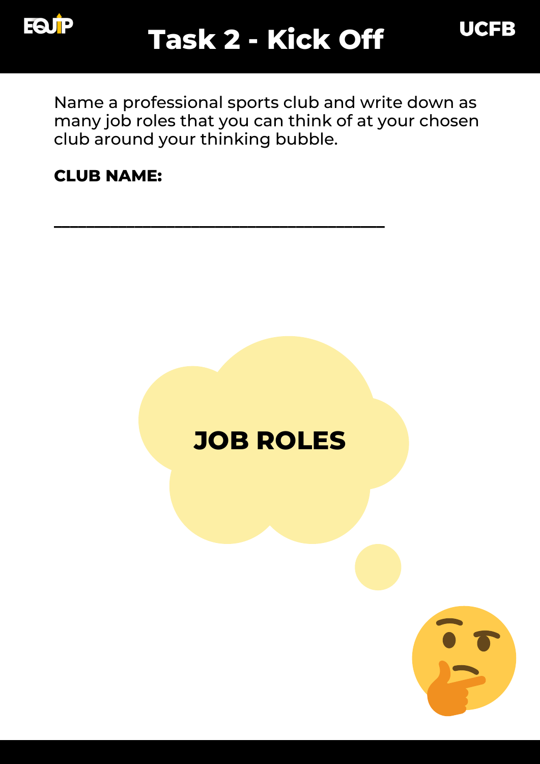# Task 2 - Kick Off

Name a professional sports club and write down as many job roles that you can think of at your chosen club around your thinking bubble.

**CLUB NAME:**

________________________________________

**JOB ROLES**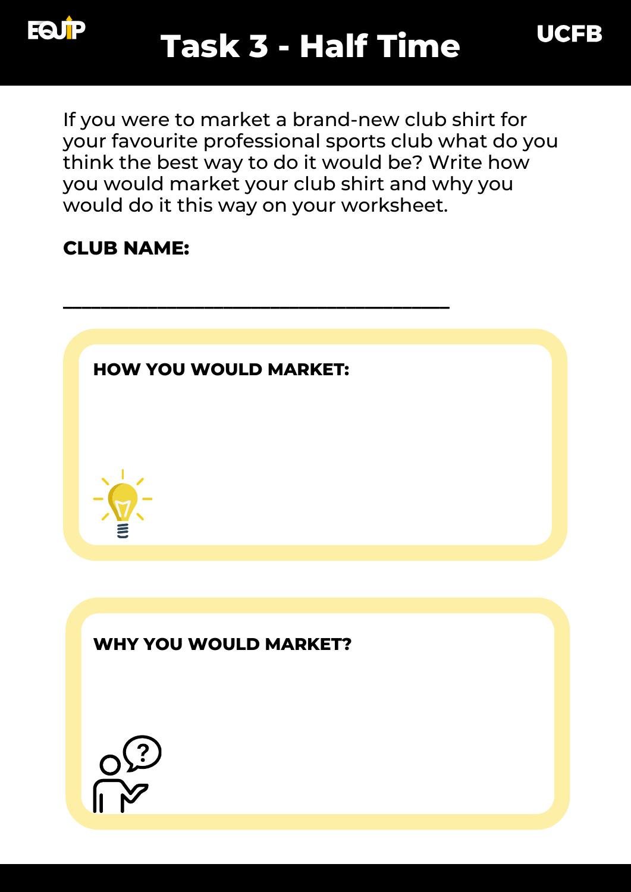# Task 3 - Half Time

If you were to market a brand-new club shirt for your favourite professional sports club what do you think the best way to do it would be? Write how you would market your club shirt and why you would do it this way on your worksheet.

**CLUB NAME:**

___________________________________

**HOW YOU WOULD MARKET:**

**WHY YOU WOULD MARKET?**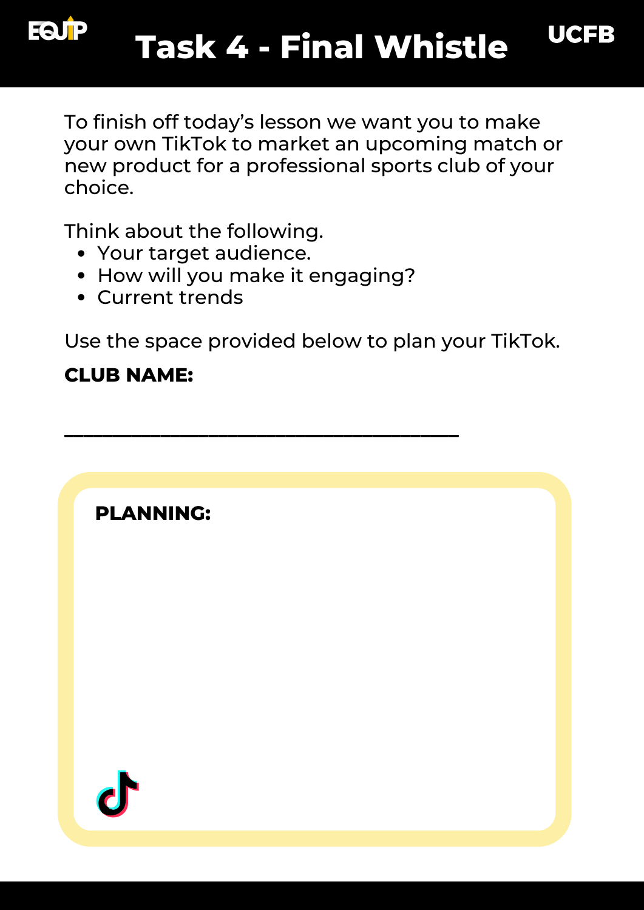# Task 4 - Final Whistle

To finish off today's lesson we want you to make your own TikTok to market an upcoming match or new product for a professional sports club of your choice.

Think about the following.

- Your target audience.
- How will you make it engaging?
- Current trends

Use the space provided below to plan your TikTok.

**CLUB NAME:**

\_\_\_\_\_\_\_\_\_\_\_\_\_\_\_\_\_\_\_\_\_\_\_\_\_\_\_\_\_\_\_\_\_\_\_\_\_\_

**PLANNING:**